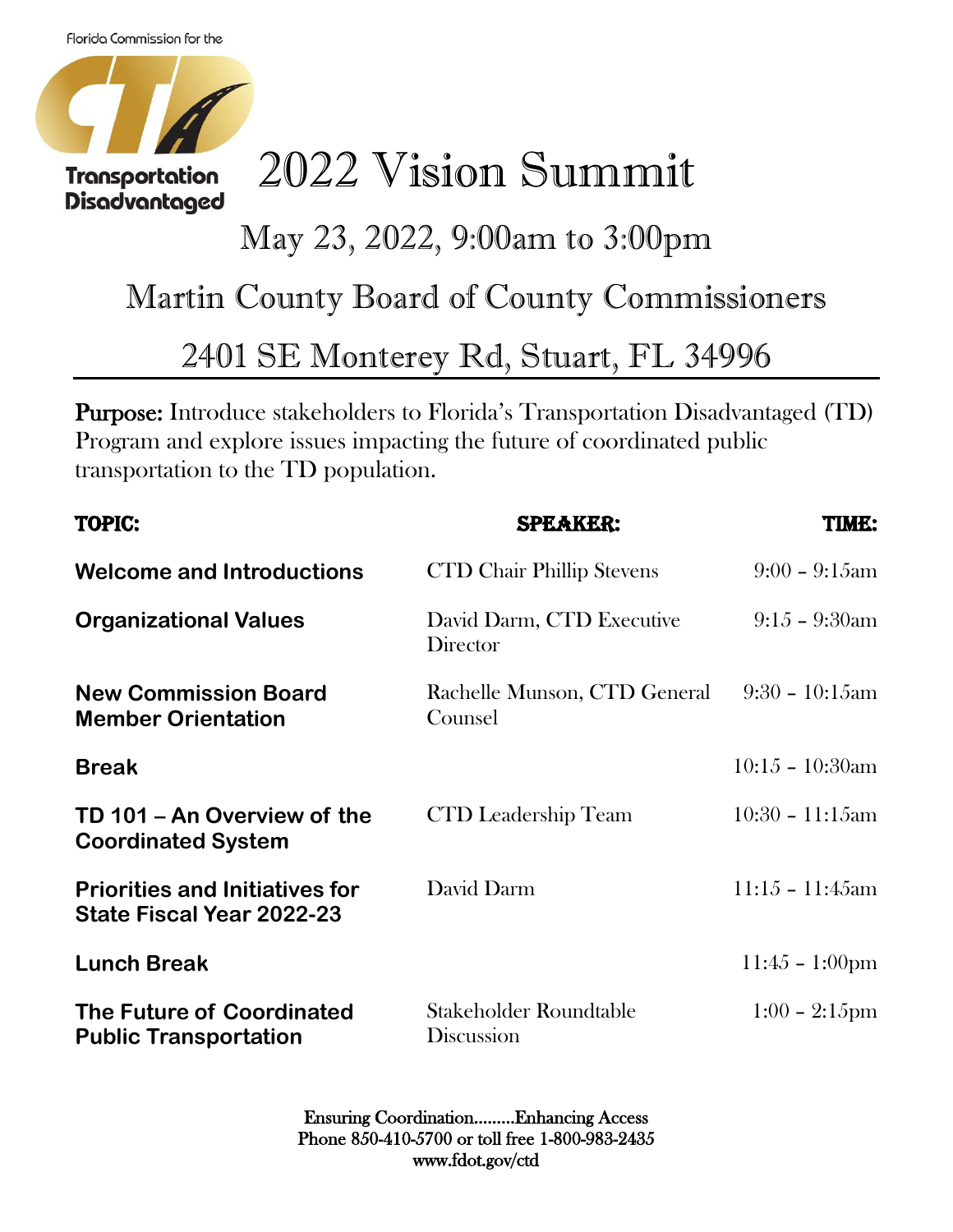Florida Commission for the

**Transportation Disadvantaged**

# 2022 Vision Summit

## May 23, 2022, 9:00am to 3:00pm

## Martin County Board of County Commissioners

## 2401 SE Monterey Rd, Stuart, FL 34996

**Purpose:** Introduce stakeholders to Florida's Transportation Disadvantaged (TD) Program and explore issues impacting the future of coordinated public transportation to the TD population.

| TOPIC: | SPEAKER: | TIME: |
|---|---|---|
| **Welcome and Introductions** | CTD Chair Phillip Stevens | 9:00 – 9:15am |
| **Organizational Values** | David Darm, CTD Executive Director | 9:15 – 9:30am |
| **New Commission Board Member Orientation** | Rachelle Munson, CTD General Counsel | 9:30 – 10:15am |
| **Break** | | 10:15 – 10:30am |
| **TD 101 – An Overview of the Coordinated System** | CTD Leadership Team | 10:30 – 11:15am |
| **Priorities and Initiatives for State Fiscal Year 2022-23** | David Darm | 11:15 – 11:45am |
| **Lunch Break** | | 11:45 – 1:00pm |
| **The Future of Coordinated Public Transportation** | Stakeholder Roundtable Discussion | 1:00 – 2:15pm |

Ensuring Coordination.........Enhancing Access
Phone 850-410-5700 or toll free 1-800-983-2435
www.fdot.gov/ctd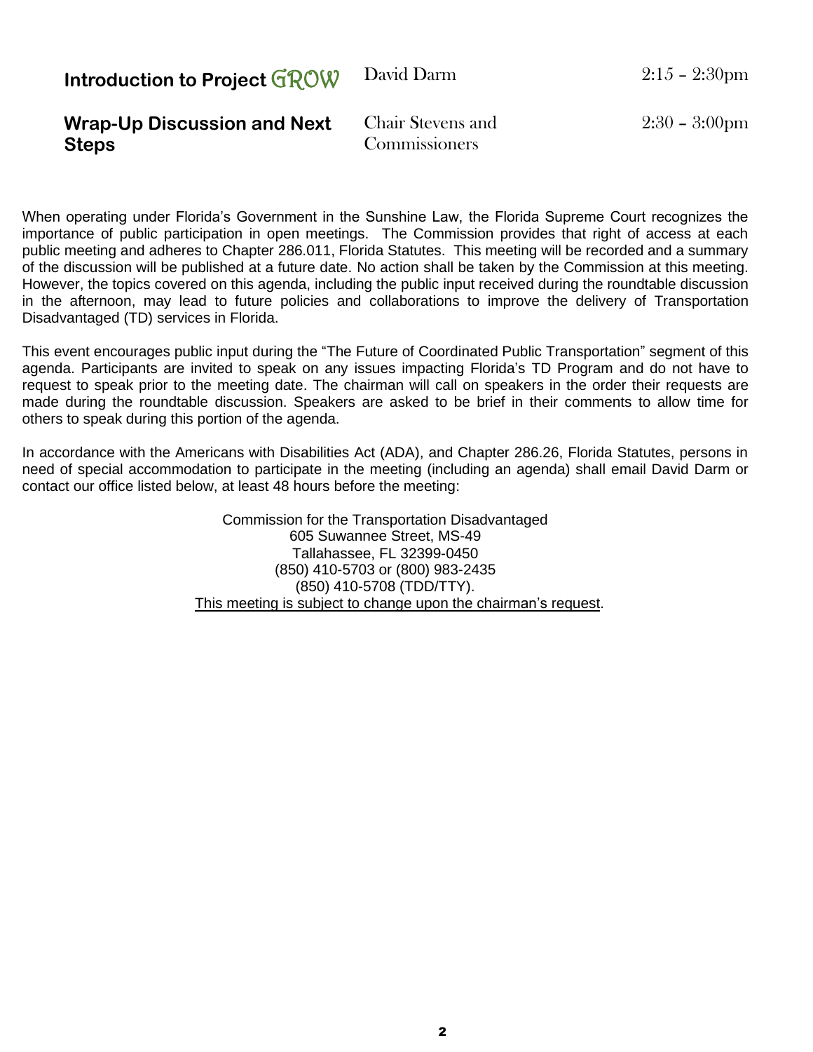| | | |
|---|---|---|
| **Introduction to Project GROW** | David Darm | 2:15 – 2:30pm |
| **Wrap-Up Discussion and Next Steps** | Chair Stevens and Commissioners | 2:30 – 3:00pm |

When operating under Florida's Government in the Sunshine Law, the Florida Supreme Court recognizes the importance of public participation in open meetings. The Commission provides that right of access at each public meeting and adheres to Chapter 286.011, Florida Statutes. This meeting will be recorded and a summary of the discussion will be published at a future date. No action shall be taken by the Commission at this meeting. However, the topics covered on this agenda, including the public input received during the roundtable discussion in the afternoon, may lead to future policies and collaborations to improve the delivery of Transportation Disadvantaged (TD) services in Florida.

This event encourages public input during the "The Future of Coordinated Public Transportation" segment of this agenda. Participants are invited to speak on any issues impacting Florida's TD Program and do not have to request to speak prior to the meeting date. The chairman will call on speakers in the order their requests are made during the roundtable discussion. Speakers are asked to be brief in their comments to allow time for others to speak during this portion of the agenda.

In accordance with the Americans with Disabilities Act (ADA), and Chapter 286.26, Florida Statutes, persons in need of special accommodation to participate in the meeting (including an agenda) shall email David Darm or contact our office listed below, at least 48 hours before the meeting:

Commission for the Transportation Disadvantaged
605 Suwannee Street, MS-49
Tallahassee, FL 32399-0450
(850) 410-5703 or (800) 983-2435
(850) 410-5708 (TDD/TTY).
This meeting is subject to change upon the chairman's request.